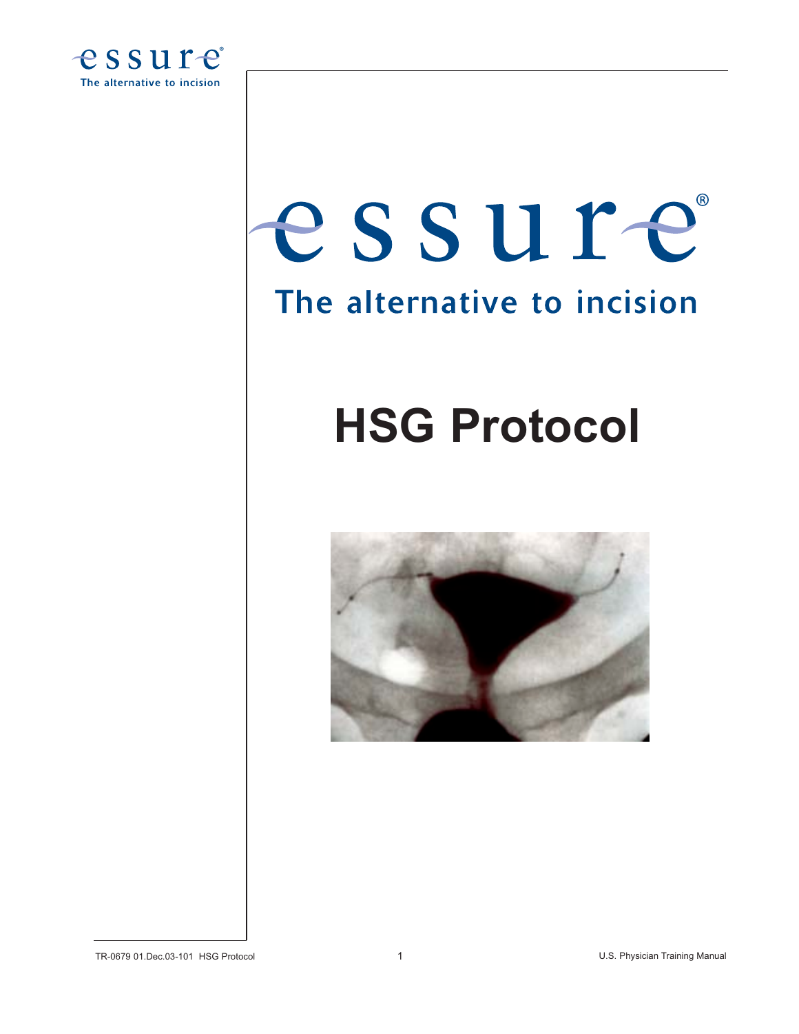essure

The alternative to incision

# essure®

## The alternative to incision

# HSG Protocol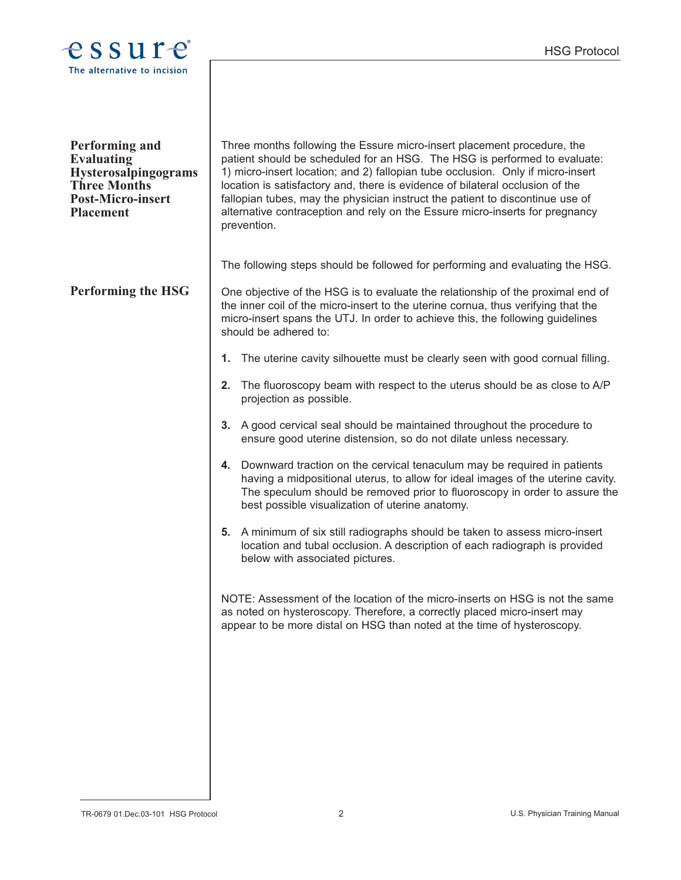## Performing and Evaluating Hysterosalpingograms Three Months Post-Micro-insert Placement

Three months following the Essure micro-insert placement procedure, the patient should be scheduled for an HSG. The HSG is performed to evaluate: 1) micro-insert location; and 2) fallopian tube occlusion. Only if micro-insert location is satisfactory and, there is evidence of bilateral occlusion of the fallopian tubes, may the physician instruct the patient to discontinue use of alternative contraception and rely on the Essure micro-inserts for pregnancy prevention.

The following steps should be followed for performing and evaluating the HSG.

## Performing the HSG

One objective of the HSG is to evaluate the relationship of the proximal end of the inner coil of the micro-insert to the uterine cornua, thus verifying that the micro-insert spans the UTJ. In order to achieve this, the following guidelines should be adhered to:

1. The uterine cavity silhouette must be clearly seen with good cornual filling.
2. The fluoroscopy beam with respect to the uterus should be as close to A/P projection as possible.
3. A good cervical seal should be maintained throughout the procedure to ensure good uterine distension, so do not dilate unless necessary.
4. Downward traction on the cervical tenaculum may be required in patients having a midpositional uterus, to allow for ideal images of the uterine cavity. The speculum should be removed prior to fluoroscopy in order to assure the best possible visualization of uterine anatomy.
5. A minimum of six still radiographs should be taken to assess micro-insert location and tubal occlusion. A description of each radiograph is provided below with associated pictures.

NOTE: Assessment of the location of the micro-inserts on HSG is not the same as noted on hysteroscopy. Therefore, a correctly placed micro-insert may appear to be more distal on HSG than noted at the time of hysteroscopy.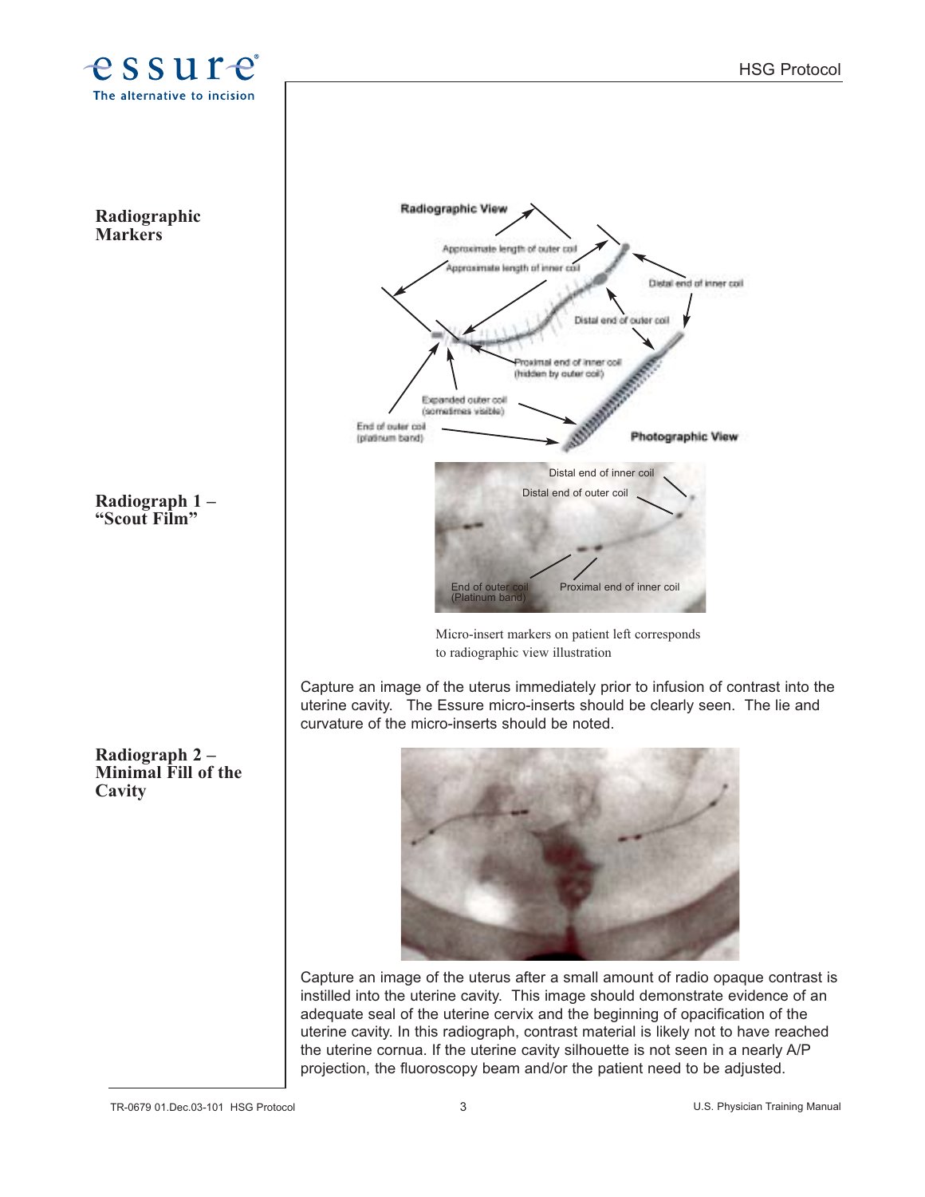## Radiographic Markers

Radiographic View

Approximate length of outer coil

Approximate length of inner coil

Distal end of inner coil

Distal end of outer coil

Proximal end of inner coil (hidden by outer coil)

Expanded outer coil (sometimes visible)

End of outer coil (platinum band)

Photographic View

## Radiograph 1 – "Scout Film"

Distal end of inner coil

Distal end of outer coil

End of outer coil (Platinum band)

Proximal end of inner coil

Micro-insert markers on patient left corresponds to radiographic view illustration

Capture an image of the uterus immediately prior to infusion of contrast into the uterine cavity. The Essure micro-inserts should be clearly seen. The lie and curvature of the micro-inserts should be noted.

## Radiograph 2 – Minimal Fill of the Cavity

Capture an image of the uterus after a small amount of radio opaque contrast is instilled into the uterine cavity. This image should demonstrate evidence of an adequate seal of the uterine cervix and the beginning of opacification of the uterine cavity. In this radiograph, contrast material is likely not to have reached the uterine cornua. If the uterine cavity silhouette is not seen in a nearly A/P projection, the fluoroscopy beam and/or the patient need to be adjusted.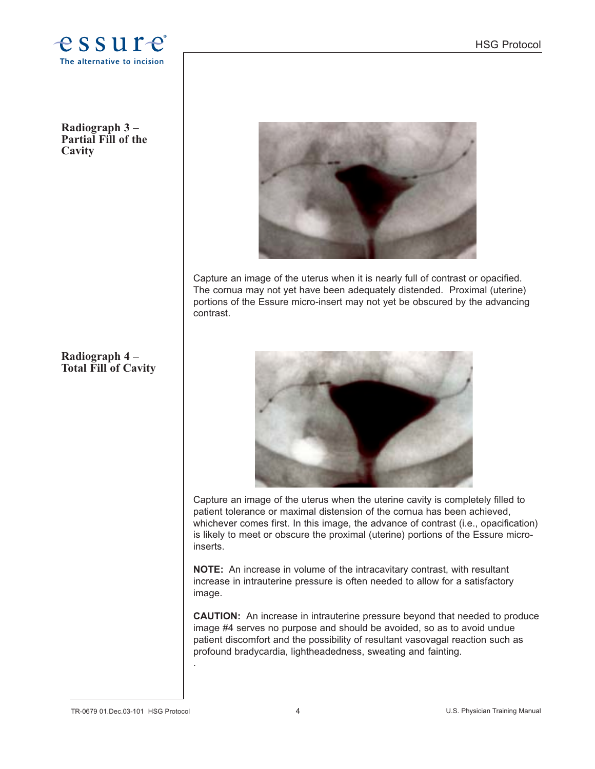## Radiograph 3 – Partial Fill of the Cavity

Capture an image of the uterus when it is nearly full of contrast or opacified. The cornua may not yet have been adequately distended. Proximal (uterine) portions of the Essure micro-insert may not yet be obscured by the advancing contrast.

## Radiograph 4 – Total Fill of Cavity

Capture an image of the uterus when the uterine cavity is completely filled to patient tolerance or maximal distension of the cornua has been achieved, whichever comes first. In this image, the advance of contrast (i.e., opacification) is likely to meet or obscure the proximal (uterine) portions of the Essure micro-inserts.

**NOTE:** An increase in volume of the intracavitary contrast, with resultant increase in intrauterine pressure is often needed to allow for a satisfactory image.

**CAUTION:** An increase in intrauterine pressure beyond that needed to produce image #4 serves no purpose and should be avoided, so as to avoid undue patient discomfort and the possibility of resultant vasovagal reaction such as profound bradycardia, lightheadedness, sweating and fainting.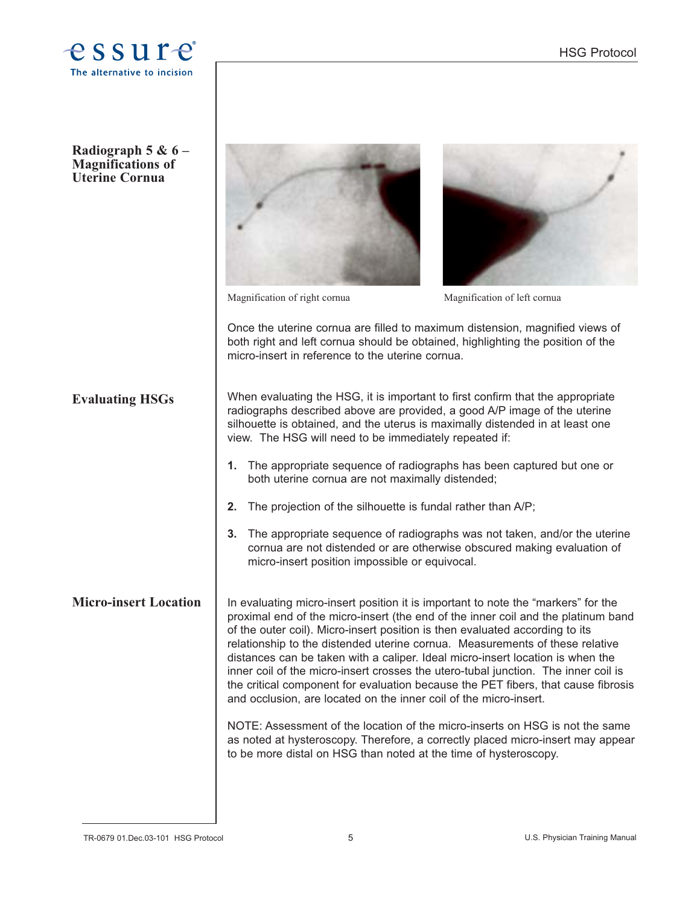## Radiograph 5 & 6 – Magnifications of Uterine Cornua

Magnification of right cornua

Magnification of left cornua

Once the uterine cornua are filled to maximum distension, magnified views of both right and left cornua should be obtained, highlighting the position of the micro-insert in reference to the uterine cornua.

## Evaluating HSGs

When evaluating the HSG, it is important to first confirm that the appropriate radiographs described above are provided, a good A/P image of the uterine silhouette is obtained, and the uterus is maximally distended in at least one view. The HSG will need to be immediately repeated if:

1. The appropriate sequence of radiographs has been captured but one or both uterine cornua are not maximally distended;
2. The projection of the silhouette is fundal rather than A/P;
3. The appropriate sequence of radiographs was not taken, and/or the uterine cornua are not distended or are otherwise obscured making evaluation of micro-insert position impossible or equivocal.

## Micro-insert Location

In evaluating micro-insert position it is important to note the “markers” for the proximal end of the micro-insert (the end of the inner coil and the platinum band of the outer coil). Micro-insert position is then evaluated according to its relationship to the distended uterine cornua. Measurements of these relative distances can be taken with a caliper. Ideal micro-insert location is when the inner coil of the micro-insert crosses the utero-tubal junction. The inner coil is the critical component for evaluation because the PET fibers, that cause fibrosis and occlusion, are located on the inner coil of the micro-insert.

NOTE: Assessment of the location of the micro-inserts on HSG is not the same as noted at hysteroscopy. Therefore, a correctly placed micro-insert may appear to be more distal on HSG than noted at the time of hysteroscopy.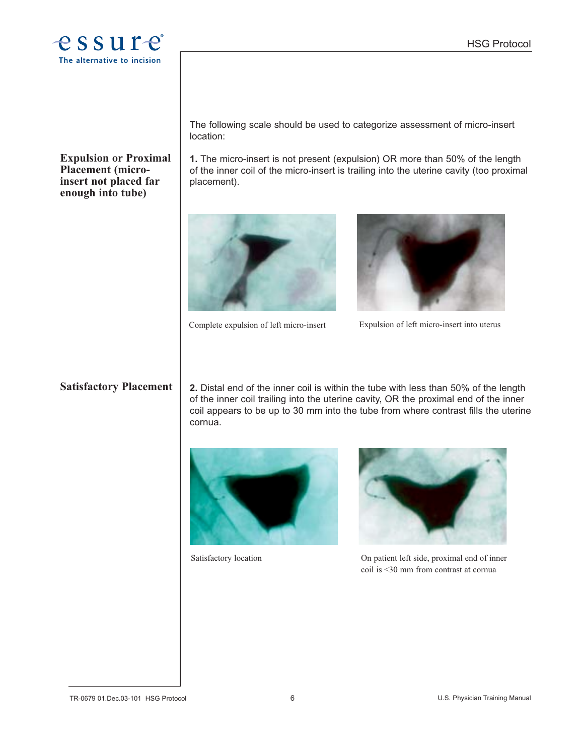The following scale should be used to categorize assessment of micro-insert location:

## Expulsion or Proximal Placement (micro-insert not placed far enough into tube)

**1.** The micro-insert is not present (expulsion) OR more than 50% of the length of the inner coil of the micro-insert is trailing into the uterine cavity (too proximal placement).

Complete expulsion of left micro-insert

Expulsion of left micro-insert into uterus

## Satisfactory Placement

**2.** Distal end of the inner coil is within the tube with less than 50% of the length of the inner coil trailing into the uterine cavity, OR the proximal end of the inner coil appears to be up to 30 mm into the tube from where contrast fills the uterine cornua.

Satisfactory location

On patient left side, proximal end of inner coil is <30 mm from contrast at cornua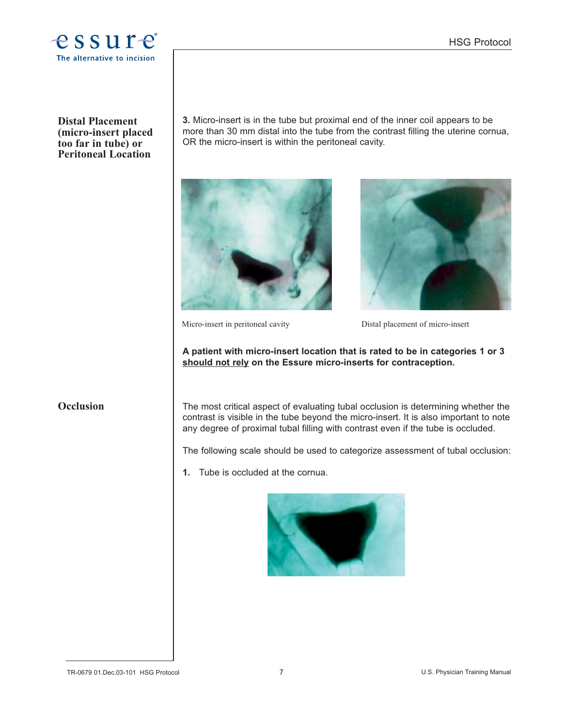### Distal Placement (micro-insert placed too far in tube) or Peritoneal Location

**3.** Micro-insert is in the tube but proximal end of the inner coil appears to be more than 30 mm distal into the tube from the contrast filling the uterine cornua, OR the micro-insert is within the peritoneal cavity.

Micro-insert in peritoneal cavity

Distal placement of micro-insert

**A patient with micro-insert location that is rated to be in categories 1 or 3 should not rely on the Essure micro-inserts for contraception.**

### Occlusion

The most critical aspect of evaluating tubal occlusion is determining whether the contrast is visible in the tube beyond the micro-insert. It is also important to note any degree of proximal tubal filling with contrast even if the tube is occluded.

The following scale should be used to categorize assessment of tubal occlusion:

**1.** Tube is occluded at the cornua.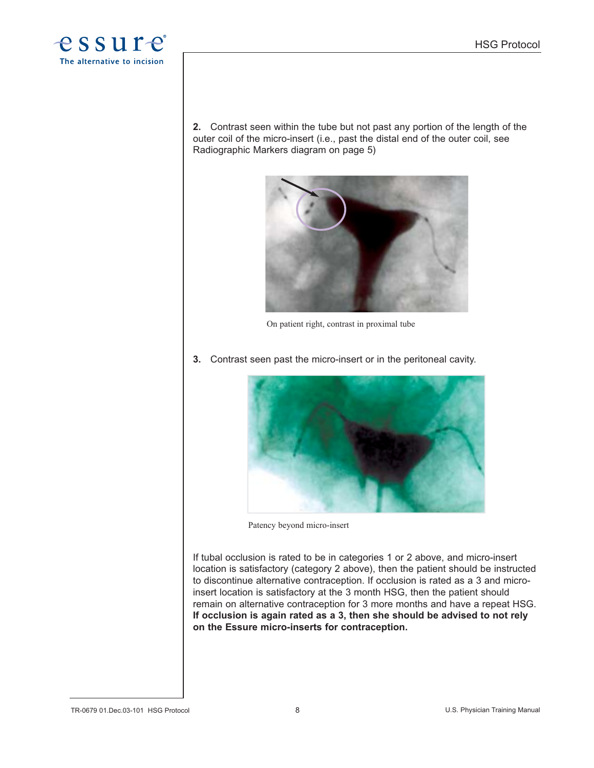**2.** Contrast seen within the tube but not past any portion of the length of the outer coil of the micro-insert (i.e., past the distal end of the outer coil, see Radiographic Markers diagram on page 5)

On patient right, contrast in proximal tube

**3.** Contrast seen past the micro-insert or in the peritoneal cavity.

Patency beyond micro-insert

If tubal occlusion is rated to be in categories 1 or 2 above, and micro-insert location is satisfactory (category 2 above), then the patient should be instructed to discontinue alternative contraception. If occlusion is rated as a 3 and micro-insert location is satisfactory at the 3 month HSG, then the patient should remain on alternative contraception for 3 more months and have a repeat HSG. **If occlusion is again rated as a 3, then she should be advised to not rely on the Essure micro-inserts for contraception.**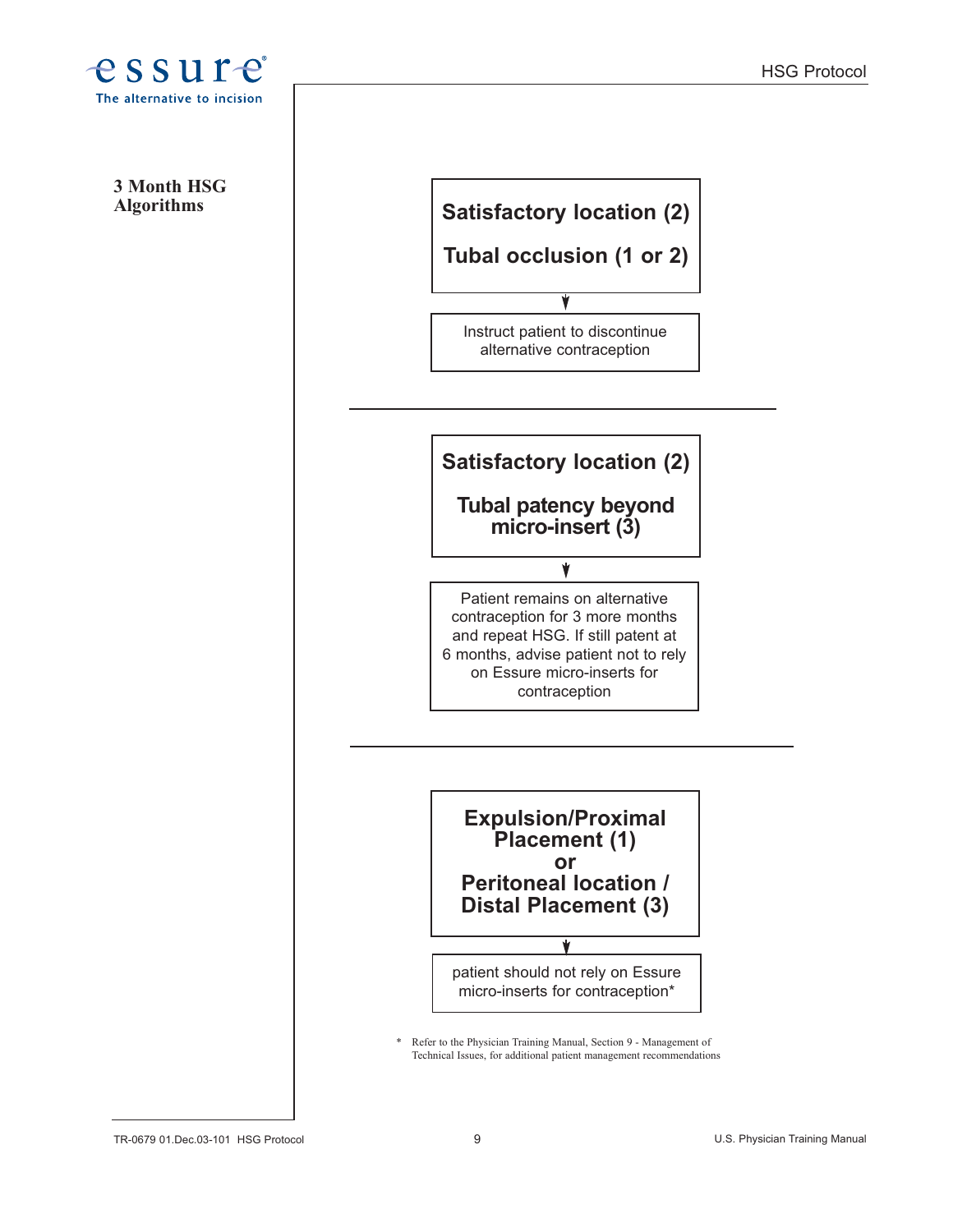### 3 Month HSG Algorithms

**Satisfactory location (2)**

**Tubal occlusion (1 or 2)**

↓

Instruct patient to discontinue alternative contraception

---

**Satisfactory location (2)**

**Tubal patency beyond micro-insert (3)**

↓

Patient remains on alternative contraception for 3 more months and repeat HSG. If still patent at 6 months, advise patient not to rely on Essure micro-inserts for contraception

---

**Expulsion/Proximal Placement (1)**
**or**
**Peritoneal location / Distal Placement (3)**

↓

patient should not rely on Essure micro-inserts for contraception*

\* Refer to the Physician Training Manual, Section 9 - Management of Technical Issues, for additional patient management recommendations